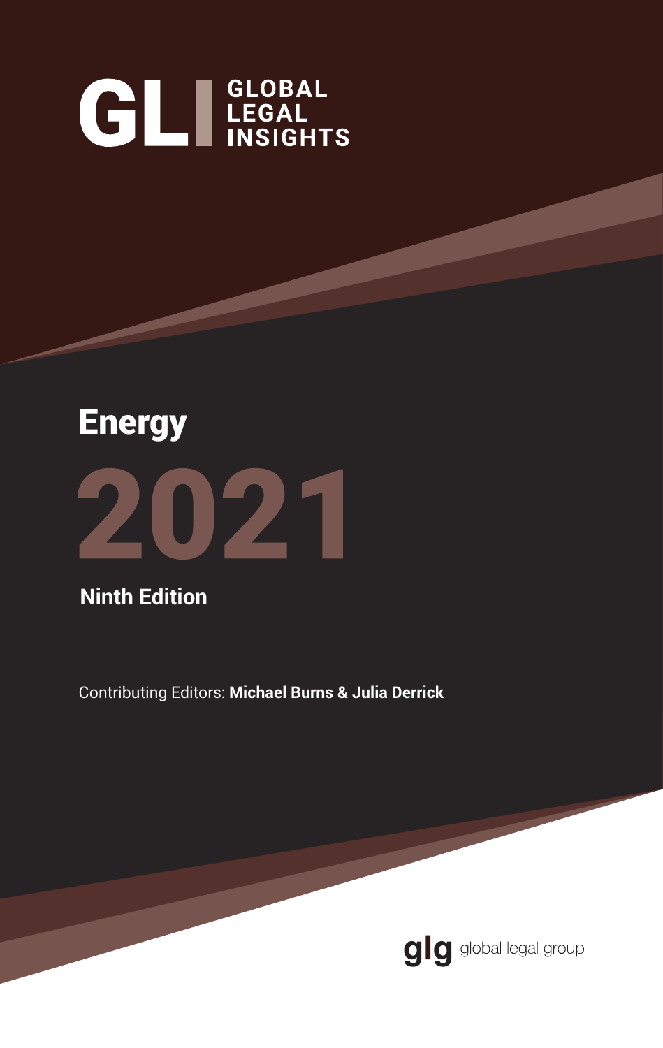GLI GLOBAL LEGAL INSIGHTS

# Energy

# 2021

**Ninth Edition**

Contributing Editors: **Michael Burns & Julia Derrick**

glg global legal group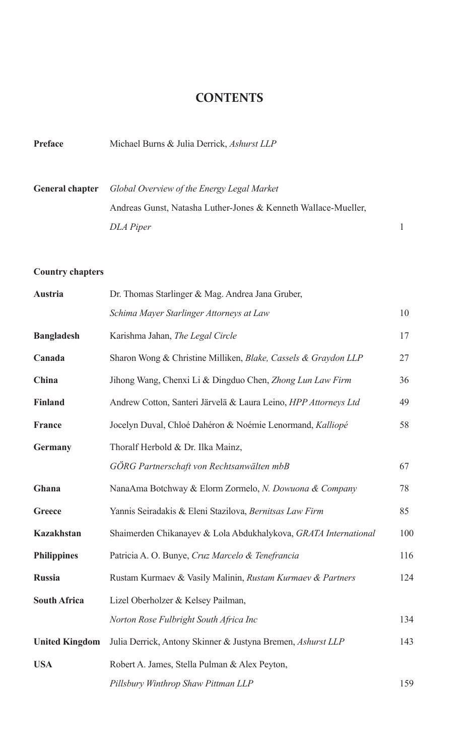# CONTENTS

| | | |
|---|---|---|
| **Preface** | Michael Burns & Julia Derrick, *Ashurst LLP* | |
| **General chapter** | *Global Overview of the Energy Legal Market* Andreas Gunst, Natasha Luther-Jones & Kenneth Wallace-Mueller, *DLA Piper* | 1 |

**Country chapters**

| | | |
|---|---|---|
| **Austria** | Dr. Thomas Starlinger & Mag. Andrea Jana Gruber, *Schima Mayer Starlinger Attorneys at Law* | 10 |
| **Bangladesh** | Karishma Jahan, *The Legal Circle* | 17 |
| **Canada** | Sharon Wong & Christine Milliken, *Blake, Cassels & Graydon LLP* | 27 |
| **China** | Jihong Wang, Chenxi Li & Dingduo Chen, *Zhong Lun Law Firm* | 36 |
| **Finland** | Andrew Cotton, Santeri Järvelä & Laura Leino, *HPP Attorneys Ltd* | 49 |
| **France** | Jocelyn Duval, Chloé Dahéron & Noémie Lenormand, *Kalliopé* | 58 |
| **Germany** | Thoralf Herbold & Dr. Ilka Mainz, *GÖRG Partnerschaft von Rechtsanwälten mbB* | 67 |
| **Ghana** | NanaAma Botchway & Elorm Zormelo, *N. Dowuona & Company* | 78 |
| **Greece** | Yannis Seiradakis & Eleni Stazilova, *Bernitsas Law Firm* | 85 |
| **Kazakhstan** | Shaimerden Chikanayev & Lola Abdukhalykova, *GRATA International* | 100 |
| **Philippines** | Patricia A. O. Bunye, *Cruz Marcelo & Tenefrancia* | 116 |
| **Russia** | Rustam Kurmaev & Vasily Malinin, *Rustam Kurmaev & Partners* | 124 |
| **South Africa** | Lizel Oberholzer & Kelsey Pailman, *Norton Rose Fulbright South Africa Inc* | 134 |
| **United Kingdom** | Julia Derrick, Antony Skinner & Justyna Bremen, *Ashurst LLP* | 143 |
| **USA** | Robert A. James, Stella Pulman & Alex Peyton, *Pillsbury Winthrop Shaw Pittman LLP* | 159 |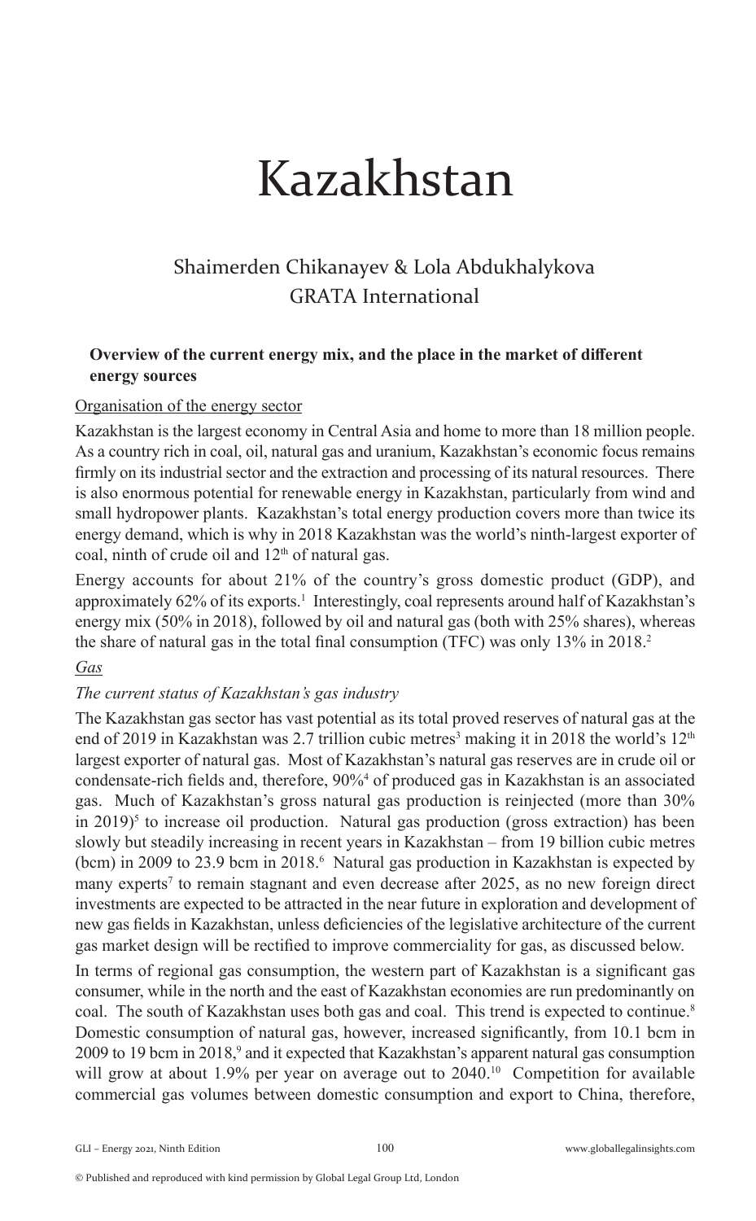# Kazakhstan

## Shaimerden Chikanayev & Lola Abdukhalykova
## GRATA International

### Overview of the current energy mix, and the place in the market of different energy sources

Organisation of the energy sector

Kazakhstan is the largest economy in Central Asia and home to more than 18 million people. As a country rich in coal, oil, natural gas and uranium, Kazakhstan's economic focus remains firmly on its industrial sector and the extraction and processing of its natural resources. There is also enormous potential for renewable energy in Kazakhstan, particularly from wind and small hydropower plants. Kazakhstan's total energy production covers more than twice its energy demand, which is why in 2018 Kazakhstan was the world's ninth-largest exporter of coal, ninth of crude oil and 12th of natural gas.

Energy accounts for about 21% of the country's gross domestic product (GDP), and approximately 62% of its exports.[1] Interestingly, coal represents around half of Kazakhstan's energy mix (50% in 2018), followed by oil and natural gas (both with 25% shares), whereas the share of natural gas in the total final consumption (TFC) was only 13% in 2018.[2]

*Gas*

*The current status of Kazakhstan's gas industry*

The Kazakhstan gas sector has vast potential as its total proved reserves of natural gas at the end of 2019 in Kazakhstan was 2.7 trillion cubic metres[3] making it in 2018 the world's 12th largest exporter of natural gas. Most of Kazakhstan's natural gas reserves are in crude oil or condensate-rich fields and, therefore, 90%[4] of produced gas in Kazakhstan is an associated gas. Much of Kazakhstan's gross natural gas production is reinjected (more than 30% in 2019)[5] to increase oil production. Natural gas production (gross extraction) has been slowly but steadily increasing in recent years in Kazakhstan – from 19 billion cubic metres (bcm) in 2009 to 23.9 bcm in 2018.[6] Natural gas production in Kazakhstan is expected by many experts[7] to remain stagnant and even decrease after 2025, as no new foreign direct investments are expected to be attracted in the near future in exploration and development of new gas fields in Kazakhstan, unless deficiencies of the legislative architecture of the current gas market design will be rectified to improve commerciality for gas, as discussed below.

In terms of regional gas consumption, the western part of Kazakhstan is a significant gas consumer, while in the north and the east of Kazakhstan economies are run predominantly on coal. The south of Kazakhstan uses both gas and coal. This trend is expected to continue.[8] Domestic consumption of natural gas, however, increased significantly, from 10.1 bcm in 2009 to 19 bcm in 2018,[9] and it expected that Kazakhstan's apparent natural gas consumption will grow at about 1.9% per year on average out to 2040.[10] Competition for available commercial gas volumes between domestic consumption and export to China, therefore,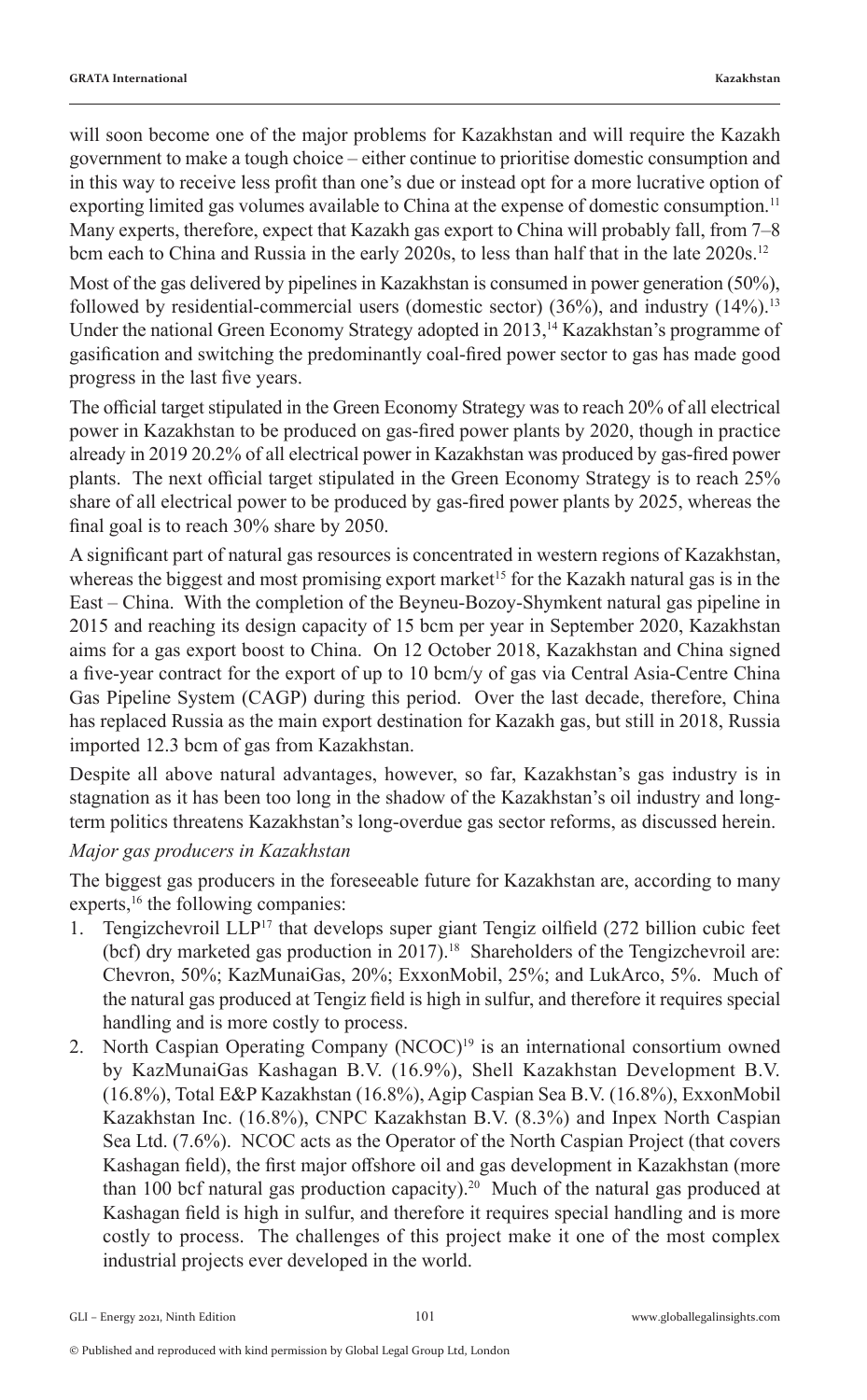will soon become one of the major problems for Kazakhstan and will require the Kazakh government to make a tough choice – either continue to prioritise domestic consumption and in this way to receive less profit than one's due or instead opt for a more lucrative option of exporting limited gas volumes available to China at the expense of domestic consumption.[11] Many experts, therefore, expect that Kazakh gas export to China will probably fall, from 7–8 bcm each to China and Russia in the early 2020s, to less than half that in the late 2020s.[12]

Most of the gas delivered by pipelines in Kazakhstan is consumed in power generation (50%), followed by residential-commercial users (domestic sector) (36%), and industry (14%).[13] Under the national Green Economy Strategy adopted in 2013,[14] Kazakhstan's programme of gasification and switching the predominantly coal-fired power sector to gas has made good progress in the last five years.

The official target stipulated in the Green Economy Strategy was to reach 20% of all electrical power in Kazakhstan to be produced on gas-fired power plants by 2020, though in practice already in 2019 20.2% of all electrical power in Kazakhstan was produced by gas-fired power plants. The next official target stipulated in the Green Economy Strategy is to reach 25% share of all electrical power to be produced by gas-fired power plants by 2025, whereas the final goal is to reach 30% share by 2050.

A significant part of natural gas resources is concentrated in western regions of Kazakhstan, whereas the biggest and most promising export market[15] for the Kazakh natural gas is in the East – China. With the completion of the Beyneu-Bozoy-Shymkent natural gas pipeline in 2015 and reaching its design capacity of 15 bcm per year in September 2020, Kazakhstan aims for a gas export boost to China. On 12 October 2018, Kazakhstan and China signed a five-year contract for the export of up to 10 bcm/y of gas via Central Asia-Centre China Gas Pipeline System (CAGP) during this period. Over the last decade, therefore, China has replaced Russia as the main export destination for Kazakh gas, but still in 2018, Russia imported 12.3 bcm of gas from Kazakhstan.

Despite all above natural advantages, however, so far, Kazakhstan's gas industry is in stagnation as it has been too long in the shadow of the Kazakhstan's oil industry and long-term politics threatens Kazakhstan's long-overdue gas sector reforms, as discussed herein.

*Major gas producers in Kazakhstan*

The biggest gas producers in the foreseeable future for Kazakhstan are, according to many experts,[16] the following companies:

1. Tengizchevroil LLP[17] that develops super giant Tengiz oilfield (272 billion cubic feet (bcf) dry marketed gas production in 2017).[18] Shareholders of the Tengizchevroil are: Chevron, 50%; KazMunaiGas, 20%; ExxonMobil, 25%; and LukArco, 5%. Much of the natural gas produced at Tengiz field is high in sulfur, and therefore it requires special handling and is more costly to process.
2. North Caspian Operating Company (NCOC)[19] is an international consortium owned by KazMunaiGas Kashagan B.V. (16.9%), Shell Kazakhstan Development B.V. (16.8%), Total E&P Kazakhstan (16.8%), Agip Caspian Sea B.V. (16.8%), ExxonMobil Kazakhstan Inc. (16.8%), CNPC Kazakhstan B.V. (8.3%) and Inpex North Caspian Sea Ltd. (7.6%). NCOC acts as the Operator of the North Caspian Project (that covers Kashagan field), the first major offshore oil and gas development in Kazakhstan (more than 100 bcf natural gas production capacity).[20] Much of the natural gas produced at Kashagan field is high in sulfur, and therefore it requires special handling and is more costly to process. The challenges of this project make it one of the most complex industrial projects ever developed in the world.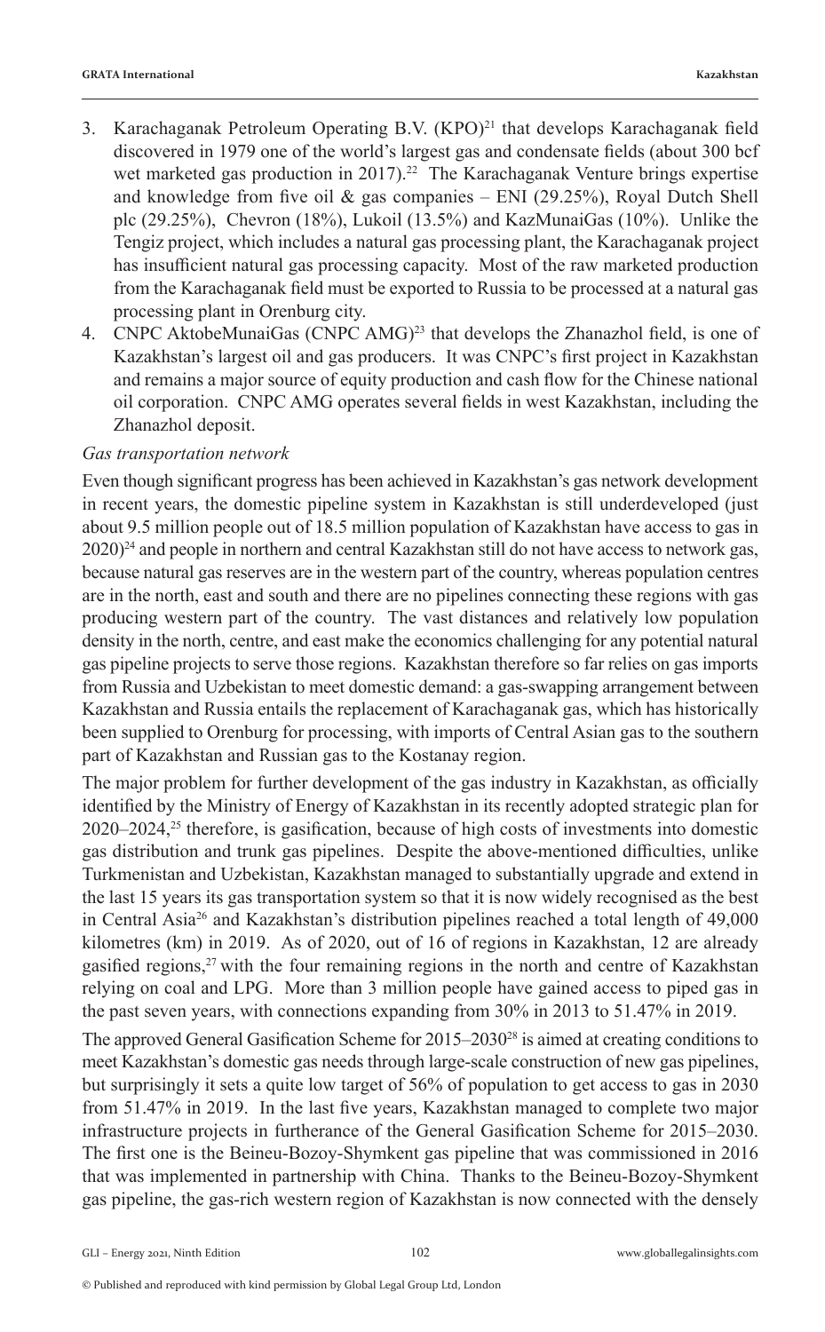3. Karachaganak Petroleum Operating B.V. (KPO)[21] that develops Karachaganak field discovered in 1979 one of the world's largest gas and condensate fields (about 300 bcf wet marketed gas production in 2017).[22] The Karachaganak Venture brings expertise and knowledge from five oil & gas companies – ENI (29.25%), Royal Dutch Shell plc (29.25%), Chevron (18%), Lukoil (13.5%) and KazMunaiGas (10%). Unlike the Tengiz project, which includes a natural gas processing plant, the Karachaganak project has insufficient natural gas processing capacity. Most of the raw marketed production from the Karachaganak field must be exported to Russia to be processed at a natural gas processing plant in Orenburg city.
4. CNPC AktobeMunaiGas (CNPC AMG)[23] that develops the Zhanazhol field, is one of Kazakhstan's largest oil and gas producers. It was CNPC's first project in Kazakhstan and remains a major source of equity production and cash flow for the Chinese national oil corporation. CNPC AMG operates several fields in west Kazakhstan, including the Zhanazhol deposit.

*Gas transportation network*

Even though significant progress has been achieved in Kazakhstan's gas network development in recent years, the domestic pipeline system in Kazakhstan is still underdeveloped (just about 9.5 million people out of 18.5 million population of Kazakhstan have access to gas in 2020)[24] and people in northern and central Kazakhstan still do not have access to network gas, because natural gas reserves are in the western part of the country, whereas population centres are in the north, east and south and there are no pipelines connecting these regions with gas producing western part of the country. The vast distances and relatively low population density in the north, centre, and east make the economics challenging for any potential natural gas pipeline projects to serve those regions. Kazakhstan therefore so far relies on gas imports from Russia and Uzbekistan to meet domestic demand: a gas-swapping arrangement between Kazakhstan and Russia entails the replacement of Karachaganak gas, which has historically been supplied to Orenburg for processing, with imports of Central Asian gas to the southern part of Kazakhstan and Russian gas to the Kostanay region.

The major problem for further development of the gas industry in Kazakhstan, as officially identified by the Ministry of Energy of Kazakhstan in its recently adopted strategic plan for 2020–2024,[25] therefore, is gasification, because of high costs of investments into domestic gas distribution and trunk gas pipelines. Despite the above-mentioned difficulties, unlike Turkmenistan and Uzbekistan, Kazakhstan managed to substantially upgrade and extend in the last 15 years its gas transportation system so that it is now widely recognised as the best in Central Asia[26] and Kazakhstan's distribution pipelines reached a total length of 49,000 kilometres (km) in 2019. As of 2020, out of 16 of regions in Kazakhstan, 12 are already gasified regions,[27] with the four remaining regions in the north and centre of Kazakhstan relying on coal and LPG. More than 3 million people have gained access to piped gas in the past seven years, with connections expanding from 30% in 2013 to 51.47% in 2019.

The approved General Gasification Scheme for 2015–2030[28] is aimed at creating conditions to meet Kazakhstan's domestic gas needs through large-scale construction of new gas pipelines, but surprisingly it sets a quite low target of 56% of population to get access to gas in 2030 from 51.47% in 2019. In the last five years, Kazakhstan managed to complete two major infrastructure projects in furtherance of the General Gasification Scheme for 2015–2030. The first one is the Beineu-Bozoy-Shymkent gas pipeline that was commissioned in 2016 that was implemented in partnership with China. Thanks to the Beineu-Bozoy-Shymkent gas pipeline, the gas-rich western region of Kazakhstan is now connected with the densely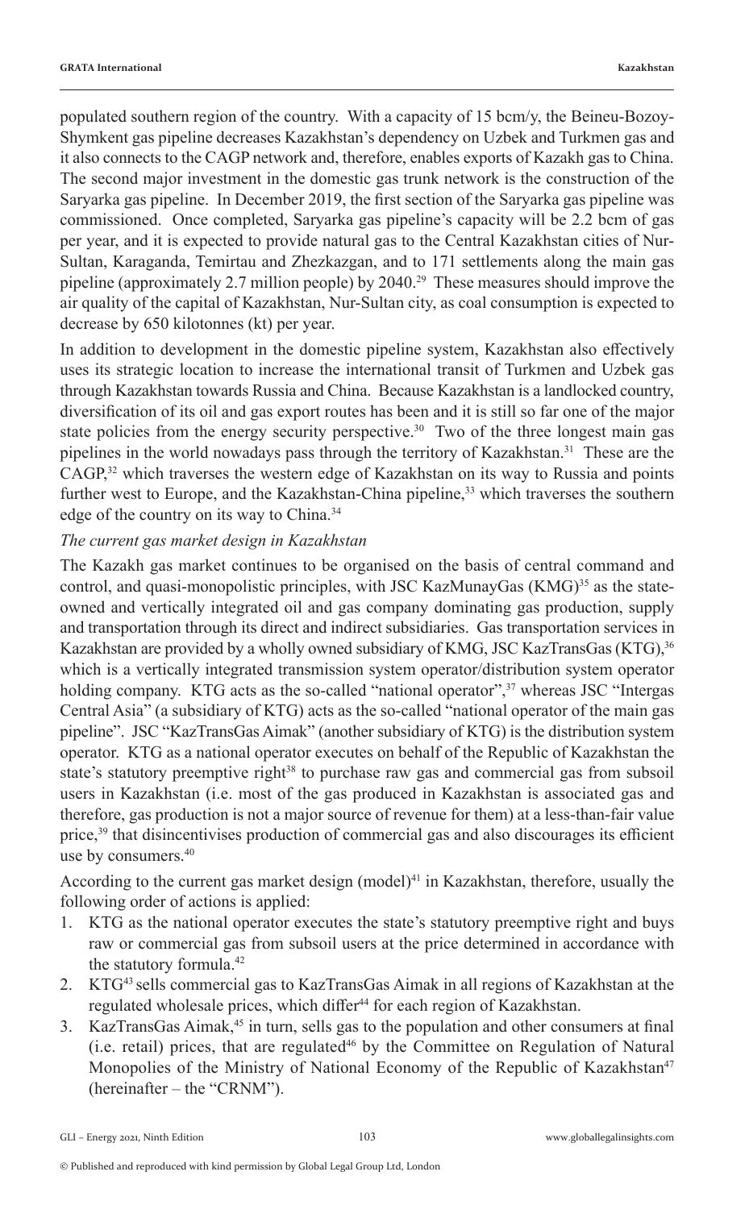populated southern region of the country. With a capacity of 15 bcm/y, the Beineu-Bozoy-Shymkent gas pipeline decreases Kazakhstan's dependency on Uzbek and Turkmen gas and it also connects to the CAGP network and, therefore, enables exports of Kazakh gas to China. The second major investment in the domestic gas trunk network is the construction of the Saryarka gas pipeline. In December 2019, the first section of the Saryarka gas pipeline was commissioned. Once completed, Saryarka gas pipeline's capacity will be 2.2 bcm of gas per year, and it is expected to provide natural gas to the Central Kazakhstan cities of Nur-Sultan, Karaganda, Temirtau and Zhezkazgan, and to 171 settlements along the main gas pipeline (approximately 2.7 million people) by 2040.[29] These measures should improve the air quality of the capital of Kazakhstan, Nur-Sultan city, as coal consumption is expected to decrease by 650 kilotonnes (kt) per year.

In addition to development in the domestic pipeline system, Kazakhstan also effectively uses its strategic location to increase the international transit of Turkmen and Uzbek gas through Kazakhstan towards Russia and China. Because Kazakhstan is a landlocked country, diversification of its oil and gas export routes has been and it is still so far one of the major state policies from the energy security perspective.[30] Two of the three longest main gas pipelines in the world nowadays pass through the territory of Kazakhstan.[31] These are the CAGP,[32] which traverses the western edge of Kazakhstan on its way to Russia and points further west to Europe, and the Kazakhstan-China pipeline,[33] which traverses the southern edge of the country on its way to China.[34]

*The current gas market design in Kazakhstan*

The Kazakh gas market continues to be organised on the basis of central command and control, and quasi-monopolistic principles, with JSC KazMunayGas (KMG)[35] as the state-owned and vertically integrated oil and gas company dominating gas production, supply and transportation through its direct and indirect subsidiaries. Gas transportation services in Kazakhstan are provided by a wholly owned subsidiary of KMG, JSC KazTransGas (KTG),[36] which is a vertically integrated transmission system operator/distribution system operator holding company. KTG acts as the so-called "national operator",[37] whereas JSC "Intergas Central Asia" (a subsidiary of KTG) acts as the so-called "national operator of the main gas pipeline". JSC "KazTransGas Aimak" (another subsidiary of KTG) is the distribution system operator. KTG as a national operator executes on behalf of the Republic of Kazakhstan the state's statutory preemptive right[38] to purchase raw gas and commercial gas from subsoil users in Kazakhstan (i.e. most of the gas produced in Kazakhstan is associated gas and therefore, gas production is not a major source of revenue for them) at a less-than-fair value price,[39] that disincentivises production of commercial gas and also discourages its efficient use by consumers.[40]

According to the current gas market design (model)[41] in Kazakhstan, therefore, usually the following order of actions is applied:

1. KTG as the national operator executes the state's statutory preemptive right and buys raw or commercial gas from subsoil users at the price determined in accordance with the statutory formula.[42]
2. KTG[43] sells commercial gas to KazTransGas Aimak in all regions of Kazakhstan at the regulated wholesale prices, which differ[44] for each region of Kazakhstan.
3. KazTransGas Aimak,[45] in turn, sells gas to the population and other consumers at final (i.e. retail) prices, that are regulated[46] by the Committee on Regulation of Natural Monopolies of the Ministry of National Economy of the Republic of Kazakhstan[47] (hereinafter – the "CRNM").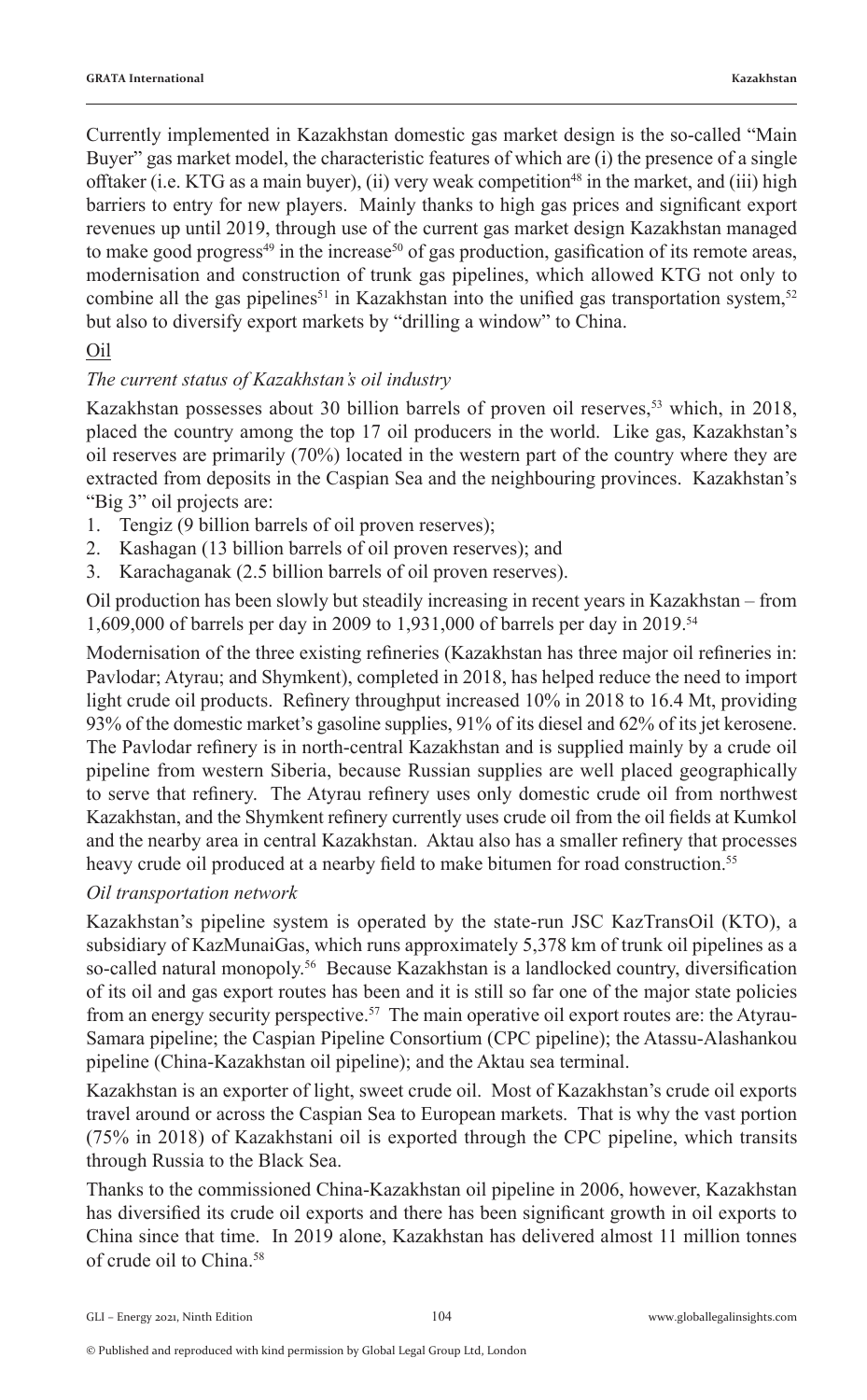Currently implemented in Kazakhstan domestic gas market design is the so-called "Main Buyer" gas market model, the characteristic features of which are (i) the presence of a single offtaker (i.e. KTG as a main buyer), (ii) very weak competition[48] in the market, and (iii) high barriers to entry for new players. Mainly thanks to high gas prices and significant export revenues up until 2019, through use of the current gas market design Kazakhstan managed to make good progress[49] in the increase[50] of gas production, gasification of its remote areas, modernisation and construction of trunk gas pipelines, which allowed KTG not only to combine all the gas pipelines[51] in Kazakhstan into the unified gas transportation system,[52] but also to diversify export markets by "drilling a window" to China.

## Oil

### *The current status of Kazakhstan's oil industry*

Kazakhstan possesses about 30 billion barrels of proven oil reserves,[53] which, in 2018, placed the country among the top 17 oil producers in the world. Like gas, Kazakhstan's oil reserves are primarily (70%) located in the western part of the country where they are extracted from deposits in the Caspian Sea and the neighbouring provinces. Kazakhstan's "Big 3" oil projects are:

1. Tengiz (9 billion barrels of oil proven reserves);
2. Kashagan (13 billion barrels of oil proven reserves); and
3. Karachaganak (2.5 billion barrels of oil proven reserves).

Oil production has been slowly but steadily increasing in recent years in Kazakhstan – from 1,609,000 of barrels per day in 2009 to 1,931,000 of barrels per day in 2019.[54]

Modernisation of the three existing refineries (Kazakhstan has three major oil refineries in: Pavlodar; Atyrau; and Shymkent), completed in 2018, has helped reduce the need to import light crude oil products. Refinery throughput increased 10% in 2018 to 16.4 Mt, providing 93% of the domestic market's gasoline supplies, 91% of its diesel and 62% of its jet kerosene. The Pavlodar refinery is in north-central Kazakhstan and is supplied mainly by a crude oil pipeline from western Siberia, because Russian supplies are well placed geographically to serve that refinery. The Atyrau refinery uses only domestic crude oil from northwest Kazakhstan, and the Shymkent refinery currently uses crude oil from the oil fields at Kumkol and the nearby area in central Kazakhstan. Aktau also has a smaller refinery that processes heavy crude oil produced at a nearby field to make bitumen for road construction.[55]

### *Oil transportation network*

Kazakhstan's pipeline system is operated by the state-run JSC KazTransOil (KTO), a subsidiary of KazMunaiGas, which runs approximately 5,378 km of trunk oil pipelines as a so-called natural monopoly.[56] Because Kazakhstan is a landlocked country, diversification of its oil and gas export routes has been and it is still so far one of the major state policies from an energy security perspective.[57] The main operative oil export routes are: the Atyrau-Samara pipeline; the Caspian Pipeline Consortium (CPC pipeline); the Atassu-Alashankou pipeline (China-Kazakhstan oil pipeline); and the Aktau sea terminal.

Kazakhstan is an exporter of light, sweet crude oil. Most of Kazakhstan's crude oil exports travel around or across the Caspian Sea to European markets. That is why the vast portion (75% in 2018) of Kazakhstani oil is exported through the CPC pipeline, which transits through Russia to the Black Sea.

Thanks to the commissioned China-Kazakhstan oil pipeline in 2006, however, Kazakhstan has diversified its crude oil exports and there has been significant growth in oil exports to China since that time. In 2019 alone, Kazakhstan has delivered almost 11 million tonnes of crude oil to China.[58]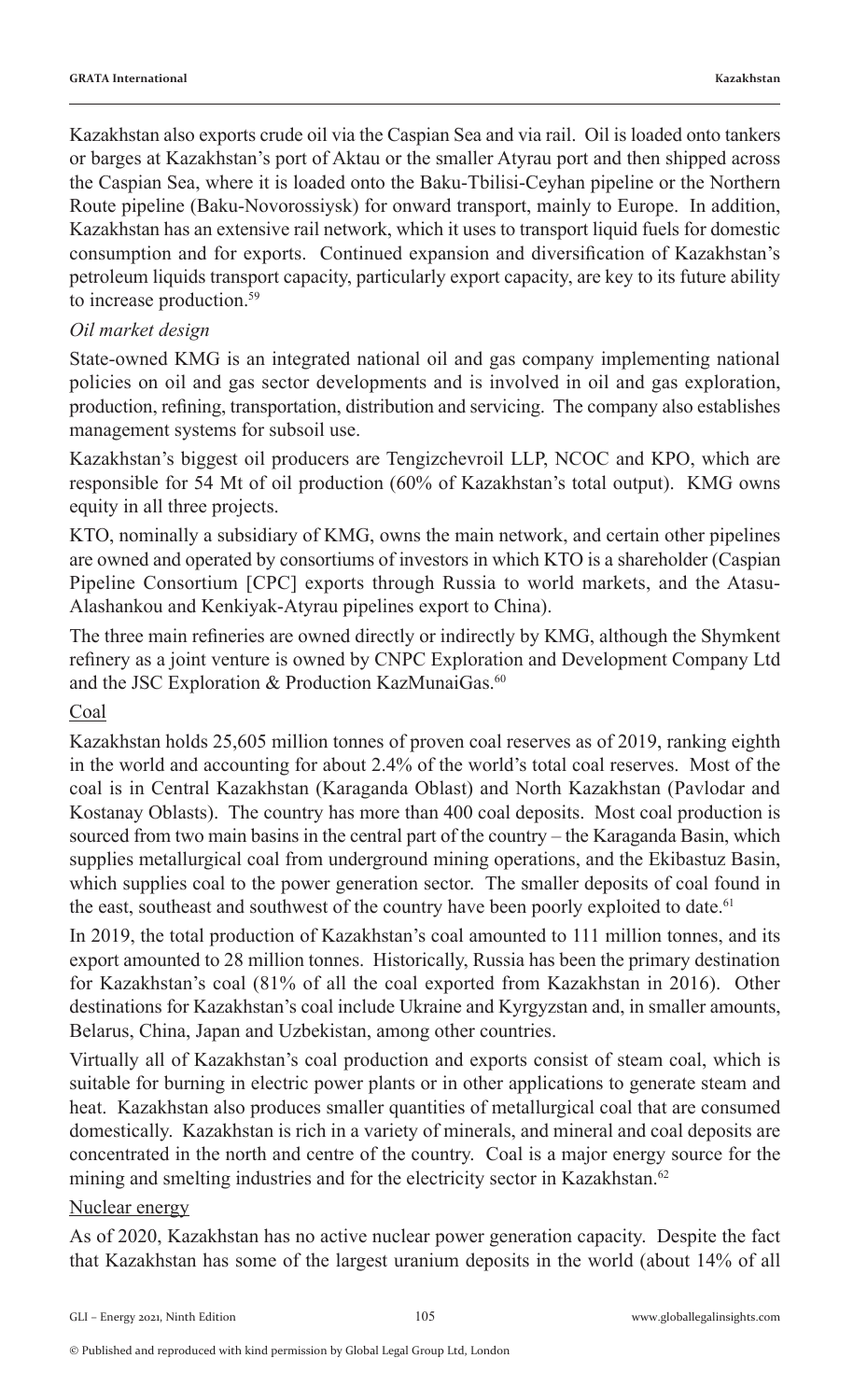Kazakhstan also exports crude oil via the Caspian Sea and via rail. Oil is loaded onto tankers or barges at Kazakhstan's port of Aktau or the smaller Atyrau port and then shipped across the Caspian Sea, where it is loaded onto the Baku-Tbilisi-Ceyhan pipeline or the Northern Route pipeline (Baku-Novorossiysk) for onward transport, mainly to Europe. In addition, Kazakhstan has an extensive rail network, which it uses to transport liquid fuels for domestic consumption and for exports. Continued expansion and diversification of Kazakhstan's petroleum liquids transport capacity, particularly export capacity, are key to its future ability to increase production.[59]

*Oil market design*

State-owned KMG is an integrated national oil and gas company implementing national policies on oil and gas sector developments and is involved in oil and gas exploration, production, refining, transportation, distribution and servicing. The company also establishes management systems for subsoil use.

Kazakhstan's biggest oil producers are Tengizchevroil LLP, NCOC and KPO, which are responsible for 54 Mt of oil production (60% of Kazakhstan's total output). KMG owns equity in all three projects.

KTO, nominally a subsidiary of KMG, owns the main network, and certain other pipelines are owned and operated by consortiums of investors in which KTO is a shareholder (Caspian Pipeline Consortium [CPC] exports through Russia to world markets, and the Atasu-Alashankou and Kenkiyak-Atyrau pipelines export to China).

The three main refineries are owned directly or indirectly by KMG, although the Shymkent refinery as a joint venture is owned by CNPC Exploration and Development Company Ltd and the JSC Exploration & Production KazMunaiGas.[60]

<u>Coal</u>

Kazakhstan holds 25,605 million tonnes of proven coal reserves as of 2019, ranking eighth in the world and accounting for about 2.4% of the world's total coal reserves. Most of the coal is in Central Kazakhstan (Karaganda Oblast) and North Kazakhstan (Pavlodar and Kostanay Oblasts). The country has more than 400 coal deposits. Most coal production is sourced from two main basins in the central part of the country – the Karaganda Basin, which supplies metallurgical coal from underground mining operations, and the Ekibastuz Basin, which supplies coal to the power generation sector. The smaller deposits of coal found in the east, southeast and southwest of the country have been poorly exploited to date.[61]

In 2019, the total production of Kazakhstan's coal amounted to 111 million tonnes, and its export amounted to 28 million tonnes. Historically, Russia has been the primary destination for Kazakhstan's coal (81% of all the coal exported from Kazakhstan in 2016). Other destinations for Kazakhstan's coal include Ukraine and Kyrgyzstan and, in smaller amounts, Belarus, China, Japan and Uzbekistan, among other countries.

Virtually all of Kazakhstan's coal production and exports consist of steam coal, which is suitable for burning in electric power plants or in other applications to generate steam and heat. Kazakhstan also produces smaller quantities of metallurgical coal that are consumed domestically. Kazakhstan is rich in a variety of minerals, and mineral and coal deposits are concentrated in the north and centre of the country. Coal is a major energy source for the mining and smelting industries and for the electricity sector in Kazakhstan.[62]

<u>Nuclear energy</u>

As of 2020, Kazakhstan has no active nuclear power generation capacity. Despite the fact that Kazakhstan has some of the largest uranium deposits in the world (about 14% of all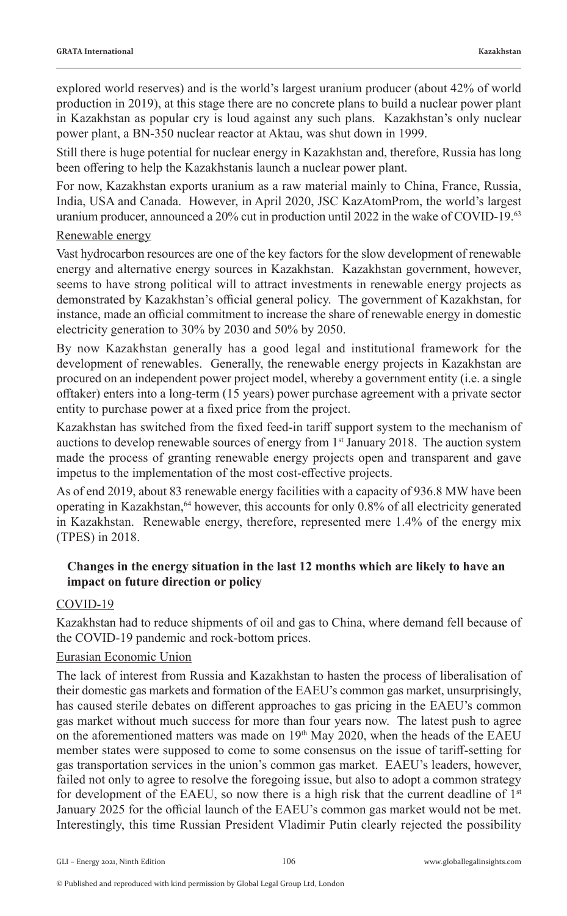explored world reserves) and is the world's largest uranium producer (about 42% of world production in 2019), at this stage there are no concrete plans to build a nuclear power plant in Kazakhstan as popular cry is loud against any such plans. Kazakhstan's only nuclear power plant, a BN-350 nuclear reactor at Aktau, was shut down in 1999.

Still there is huge potential for nuclear energy in Kazakhstan and, therefore, Russia has long been offering to help the Kazakhstanis launch a nuclear power plant.

For now, Kazakhstan exports uranium as a raw material mainly to China, France, Russia, India, USA and Canada. However, in April 2020, JSC KazAtomProm, the world's largest uranium producer, announced a 20% cut in production until 2022 in the wake of COVID-19.[63]

Renewable energy

Vast hydrocarbon resources are one of the key factors for the slow development of renewable energy and alternative energy sources in Kazakhstan. Kazakhstan government, however, seems to have strong political will to attract investments in renewable energy projects as demonstrated by Kazakhstan's official general policy. The government of Kazakhstan, for instance, made an official commitment to increase the share of renewable energy in domestic electricity generation to 30% by 2030 and 50% by 2050.

By now Kazakhstan generally has a good legal and institutional framework for the development of renewables. Generally, the renewable energy projects in Kazakhstan are procured on an independent power project model, whereby a government entity (i.e. a single offtaker) enters into a long-term (15 years) power purchase agreement with a private sector entity to purchase power at a fixed price from the project.

Kazakhstan has switched from the fixed feed-in tariff support system to the mechanism of auctions to develop renewable sources of energy from 1st January 2018. The auction system made the process of granting renewable energy projects open and transparent and gave impetus to the implementation of the most cost-effective projects.

As of end 2019, about 83 renewable energy facilities with a capacity of 936.8 MW have been operating in Kazakhstan,[64] however, this accounts for only 0.8% of all electricity generated in Kazakhstan. Renewable energy, therefore, represented mere 1.4% of the energy mix (TPES) in 2018.

## Changes in the energy situation in the last 12 months which are likely to have an impact on future direction or policy

COVID-19

Kazakhstan had to reduce shipments of oil and gas to China, where demand fell because of the COVID-19 pandemic and rock-bottom prices.

Eurasian Economic Union

The lack of interest from Russia and Kazakhstan to hasten the process of liberalisation of their domestic gas markets and formation of the EAEU's common gas market, unsurprisingly, has caused sterile debates on different approaches to gas pricing in the EAEU's common gas market without much success for more than four years now. The latest push to agree on the aforementioned matters was made on 19th May 2020, when the heads of the EAEU member states were supposed to come to some consensus on the issue of tariff-setting for gas transportation services in the union's common gas market. EAEU's leaders, however, failed not only to agree to resolve the foregoing issue, but also to adopt a common strategy for development of the EAEU, so now there is a high risk that the current deadline of 1st January 2025 for the official launch of the EAEU's common gas market would not be met. Interestingly, this time Russian President Vladimir Putin clearly rejected the possibility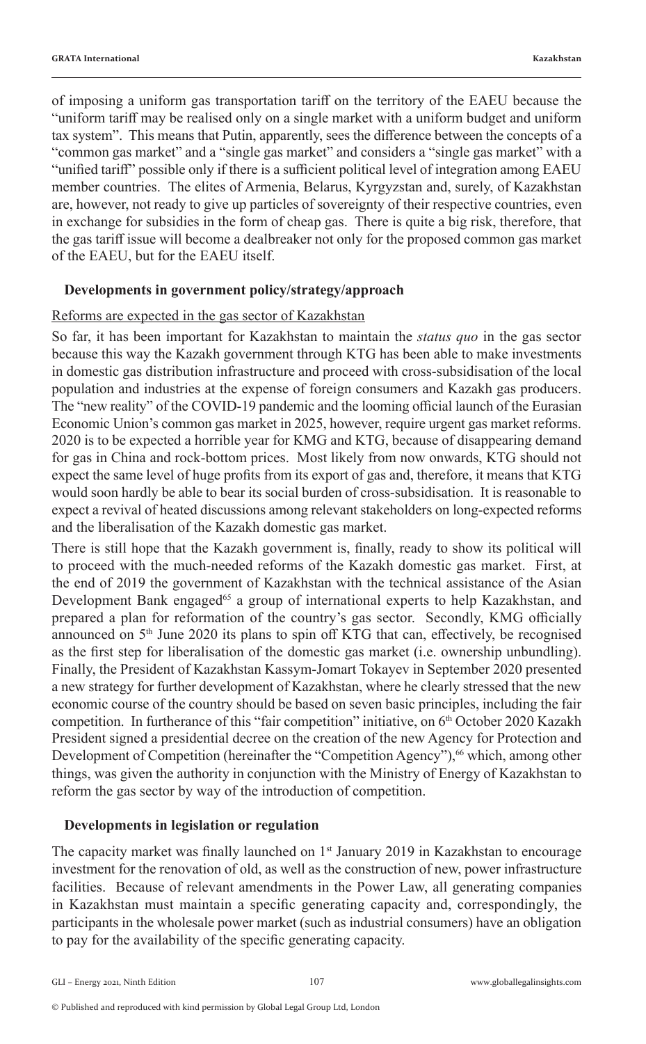of imposing a uniform gas transportation tariff on the territory of the EAEU because the "uniform tariff may be realised only on a single market with a uniform budget and uniform tax system". This means that Putin, apparently, sees the difference between the concepts of a "common gas market" and a "single gas market" and considers a "single gas market" with a "unified tariff" possible only if there is a sufficient political level of integration among EAEU member countries. The elites of Armenia, Belarus, Kyrgyzstan and, surely, of Kazakhstan are, however, not ready to give up particles of sovereignty of their respective countries, even in exchange for subsidies in the form of cheap gas. There is quite a big risk, therefore, that the gas tariff issue will become a dealbreaker not only for the proposed common gas market of the EAEU, but for the EAEU itself.

## Developments in government policy/strategy/approach

Reforms are expected in the gas sector of Kazakhstan

So far, it has been important for Kazakhstan to maintain the *status quo* in the gas sector because this way the Kazakh government through KTG has been able to make investments in domestic gas distribution infrastructure and proceed with cross-subsidisation of the local population and industries at the expense of foreign consumers and Kazakh gas producers. The "new reality" of the COVID-19 pandemic and the looming official launch of the Eurasian Economic Union's common gas market in 2025, however, require urgent gas market reforms. 2020 is to be expected a horrible year for KMG and KTG, because of disappearing demand for gas in China and rock-bottom prices. Most likely from now onwards, KTG should not expect the same level of huge profits from its export of gas and, therefore, it means that KTG would soon hardly be able to bear its social burden of cross-subsidisation. It is reasonable to expect a revival of heated discussions among relevant stakeholders on long-expected reforms and the liberalisation of the Kazakh domestic gas market.

There is still hope that the Kazakh government is, finally, ready to show its political will to proceed with the much-needed reforms of the Kazakh domestic gas market. First, at the end of 2019 the government of Kazakhstan with the technical assistance of the Asian Development Bank engaged[65] a group of international experts to help Kazakhstan, and prepared a plan for reformation of the country's gas sector. Secondly, KMG officially announced on 5th June 2020 its plans to spin off KTG that can, effectively, be recognised as the first step for liberalisation of the domestic gas market (i.e. ownership unbundling). Finally, the President of Kazakhstan Kassym-Jomart Tokayev in September 2020 presented a new strategy for further development of Kazakhstan, where he clearly stressed that the new economic course of the country should be based on seven basic principles, including the fair competition. In furtherance of this "fair competition" initiative, on 6th October 2020 Kazakh President signed a presidential decree on the creation of the new Agency for Protection and Development of Competition (hereinafter the "Competition Agency"),[66] which, among other things, was given the authority in conjunction with the Ministry of Energy of Kazakhstan to reform the gas sector by way of the introduction of competition.

## Developments in legislation or regulation

The capacity market was finally launched on 1st January 2019 in Kazakhstan to encourage investment for the renovation of old, as well as the construction of new, power infrastructure facilities. Because of relevant amendments in the Power Law, all generating companies in Kazakhstan must maintain a specific generating capacity and, correspondingly, the participants in the wholesale power market (such as industrial consumers) have an obligation to pay for the availability of the specific generating capacity.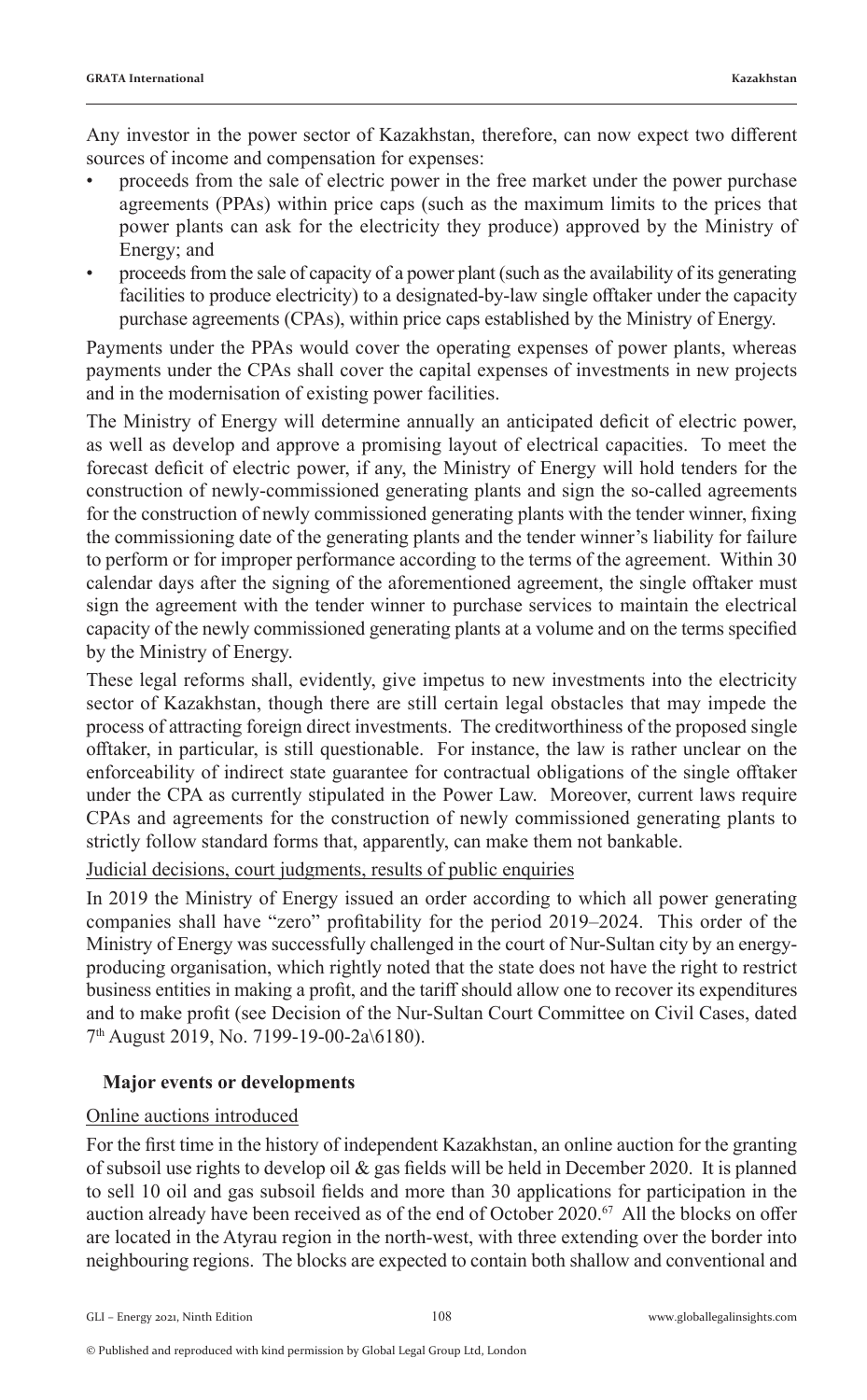Any investor in the power sector of Kazakhstan, therefore, can now expect two different sources of income and compensation for expenses:

- proceeds from the sale of electric power in the free market under the power purchase agreements (PPAs) within price caps (such as the maximum limits to the prices that power plants can ask for the electricity they produce) approved by the Ministry of Energy; and
- proceeds from the sale of capacity of a power plant (such as the availability of its generating facilities to produce electricity) to a designated-by-law single offtaker under the capacity purchase agreements (CPAs), within price caps established by the Ministry of Energy.

Payments under the PPAs would cover the operating expenses of power plants, whereas payments under the CPAs shall cover the capital expenses of investments in new projects and in the modernisation of existing power facilities.

The Ministry of Energy will determine annually an anticipated deficit of electric power, as well as develop and approve a promising layout of electrical capacities. To meet the forecast deficit of electric power, if any, the Ministry of Energy will hold tenders for the construction of newly-commissioned generating plants and sign the so-called agreements for the construction of newly commissioned generating plants with the tender winner, fixing the commissioning date of the generating plants and the tender winner's liability for failure to perform or for improper performance according to the terms of the agreement. Within 30 calendar days after the signing of the aforementioned agreement, the single offtaker must sign the agreement with the tender winner to purchase services to maintain the electrical capacity of the newly commissioned generating plants at a volume and on the terms specified by the Ministry of Energy.

These legal reforms shall, evidently, give impetus to new investments into the electricity sector of Kazakhstan, though there are still certain legal obstacles that may impede the process of attracting foreign direct investments. The creditworthiness of the proposed single offtaker, in particular, is still questionable. For instance, the law is rather unclear on the enforceability of indirect state guarantee for contractual obligations of the single offtaker under the CPA as currently stipulated in the Power Law. Moreover, current laws require CPAs and agreements for the construction of newly commissioned generating plants to strictly follow standard forms that, apparently, can make them not bankable.

Judicial decisions, court judgments, results of public enquiries

In 2019 the Ministry of Energy issued an order according to which all power generating companies shall have "zero" profitability for the period 2019–2024. This order of the Ministry of Energy was successfully challenged in the court of Nur-Sultan city by an energy-producing organisation, which rightly noted that the state does not have the right to restrict business entities in making a profit, and the tariff should allow one to recover its expenditures and to make profit (see Decision of the Nur-Sultan Court Committee on Civil Cases, dated 7th August 2019, No. 7199-19-00-2a\6180).

## Major events or developments

Online auctions introduced

For the first time in the history of independent Kazakhstan, an online auction for the granting of subsoil use rights to develop oil & gas fields will be held in December 2020. It is planned to sell 10 oil and gas subsoil fields and more than 30 applications for participation in the auction already have been received as of the end of October 2020.[67] All the blocks on offer are located in the Atyrau region in the north-west, with three extending over the border into neighbouring regions. The blocks are expected to contain both shallow and conventional and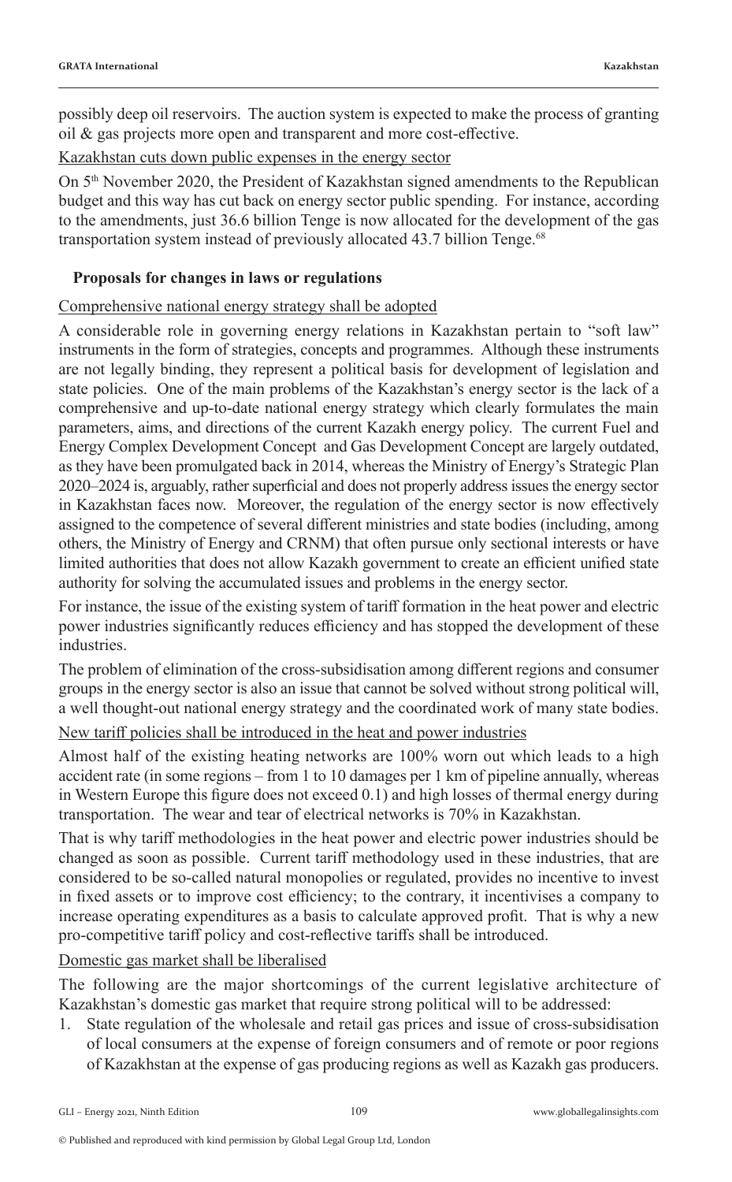possibly deep oil reservoirs. The auction system is expected to make the process of granting oil & gas projects more open and transparent and more cost-effective.

Kazakhstan cuts down public expenses in the energy sector

On 5th November 2020, the President of Kazakhstan signed amendments to the Republican budget and this way has cut back on energy sector public spending. For instance, according to the amendments, just 36.6 billion Tenge is now allocated for the development of the gas transportation system instead of previously allocated 43.7 billion Tenge.[68]

## Proposals for changes in laws or regulations

Comprehensive national energy strategy shall be adopted

A considerable role in governing energy relations in Kazakhstan pertain to "soft law" instruments in the form of strategies, concepts and programmes. Although these instruments are not legally binding, they represent a political basis for development of legislation and state policies. One of the main problems of the Kazakhstan's energy sector is the lack of a comprehensive and up-to-date national energy strategy which clearly formulates the main parameters, aims, and directions of the current Kazakh energy policy. The current Fuel and Energy Complex Development Concept and Gas Development Concept are largely outdated, as they have been promulgated back in 2014, whereas the Ministry of Energy's Strategic Plan 2020–2024 is, arguably, rather superficial and does not properly address issues the energy sector in Kazakhstan faces now. Moreover, the regulation of the energy sector is now effectively assigned to the competence of several different ministries and state bodies (including, among others, the Ministry of Energy and CRNM) that often pursue only sectional interests or have limited authorities that does not allow Kazakh government to create an efficient unified state authority for solving the accumulated issues and problems in the energy sector.

For instance, the issue of the existing system of tariff formation in the heat power and electric power industries significantly reduces efficiency and has stopped the development of these industries.

The problem of elimination of the cross-subsidisation among different regions and consumer groups in the energy sector is also an issue that cannot be solved without strong political will, a well thought-out national energy strategy and the coordinated work of many state bodies.

New tariff policies shall be introduced in the heat and power industries

Almost half of the existing heating networks are 100% worn out which leads to a high accident rate (in some regions – from 1 to 10 damages per 1 km of pipeline annually, whereas in Western Europe this figure does not exceed 0.1) and high losses of thermal energy during transportation. The wear and tear of electrical networks is 70% in Kazakhstan.

That is why tariff methodologies in the heat power and electric power industries should be changed as soon as possible. Current tariff methodology used in these industries, that are considered to be so-called natural monopolies or regulated, provides no incentive to invest in fixed assets or to improve cost efficiency; to the contrary, it incentivises a company to increase operating expenditures as a basis to calculate approved profit. That is why a new pro-competitive tariff policy and cost-reflective tariffs shall be introduced.

Domestic gas market shall be liberalised

The following are the major shortcomings of the current legislative architecture of Kazakhstan's domestic gas market that require strong political will to be addressed:

1. State regulation of the wholesale and retail gas prices and issue of cross-subsidisation of local consumers at the expense of foreign consumers and of remote or poor regions of Kazakhstan at the expense of gas producing regions as well as Kazakh gas producers.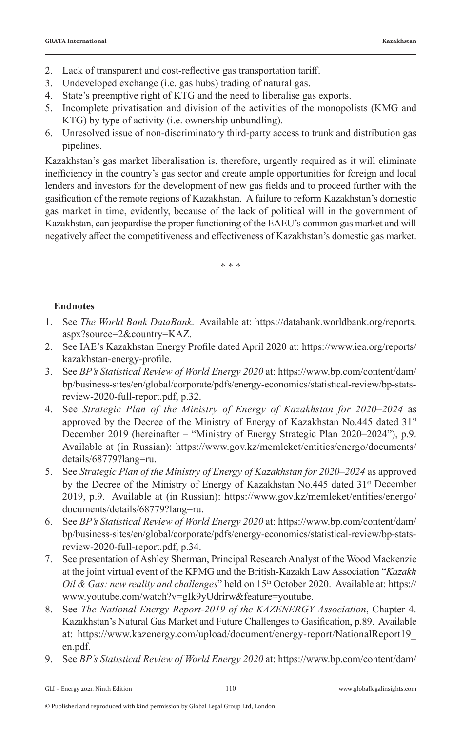2. Lack of transparent and cost-reflective gas transportation tariff.
3. Undeveloped exchange (i.e. gas hubs) trading of natural gas.
4. State's preemptive right of KTG and the need to liberalise gas exports.
5. Incomplete privatisation and division of the activities of the monopolists (KMG and KTG) by type of activity (i.e. ownership unbundling).
6. Unresolved issue of non-discriminatory third-party access to trunk and distribution gas pipelines.

Kazakhstan's gas market liberalisation is, therefore, urgently required as it will eliminate inefficiency in the country's gas sector and create ample opportunities for foreign and local lenders and investors for the development of new gas fields and to proceed further with the gasification of the remote regions of Kazakhstan. A failure to reform Kazakhstan's domestic gas market in time, evidently, because of the lack of political will in the government of Kazakhstan, can jeopardise the proper functioning of the EAEU's common gas market and will negatively affect the competitiveness and effectiveness of Kazakhstan's domestic gas market.

\* \* \*

**Endnotes**

1. See *The World Bank DataBank*. Available at: https://databank.worldbank.org/reports.aspx?source=2&country=KAZ.
2. See IAE's Kazakhstan Energy Profile dated April 2020 at: https://www.iea.org/reports/kazakhstan-energy-profile.
3. See *BP's Statistical Review of World Energy 2020* at: https://www.bp.com/content/dam/bp/business-sites/en/global/corporate/pdfs/energy-economics/statistical-review/bp-stats-review-2020-full-report.pdf, p.32.
4. See *Strategic Plan of the Ministry of Energy of Kazakhstan for 2020–2024* as approved by the Decree of the Ministry of Energy of Kazakhstan No.445 dated 31st December 2019 (hereinafter – "Ministry of Energy Strategic Plan 2020–2024"), p.9. Available at (in Russian): https://www.gov.kz/memleket/entities/energo/documents/details/68779?lang=ru.
5. See *Strategic Plan of the Ministry of Energy of Kazakhstan for 2020–2024* as approved by the Decree of the Ministry of Energy of Kazakhstan No.445 dated 31st December 2019, p.9. Available at (in Russian): https://www.gov.kz/memleket/entities/energo/documents/details/68779?lang=ru.
6. See *BP's Statistical Review of World Energy 2020* at: https://www.bp.com/content/dam/bp/business-sites/en/global/corporate/pdfs/energy-economics/statistical-review/bp-stats-review-2020-full-report.pdf, p.34.
7. See presentation of Ashley Sherman, Principal Research Analyst of the Wood Mackenzie at the joint virtual event of the KPMG and the British-Kazakh Law Association "*Kazakh Oil & Gas: new reality and challenges*" held on 15th October 2020. Available at: https://www.youtube.com/watch?v=gIk9yUdrirw&feature=youtube.
8. See *The National Energy Report-2019 of the KAZENERGY Association*, Chapter 4. Kazakhstan's Natural Gas Market and Future Challenges to Gasification, p.89. Available at: https://www.kazenergy.com/upload/document/energy-report/NationalReport19_en.pdf.
9. See *BP's Statistical Review of World Energy 2020* at: https://www.bp.com/content/dam/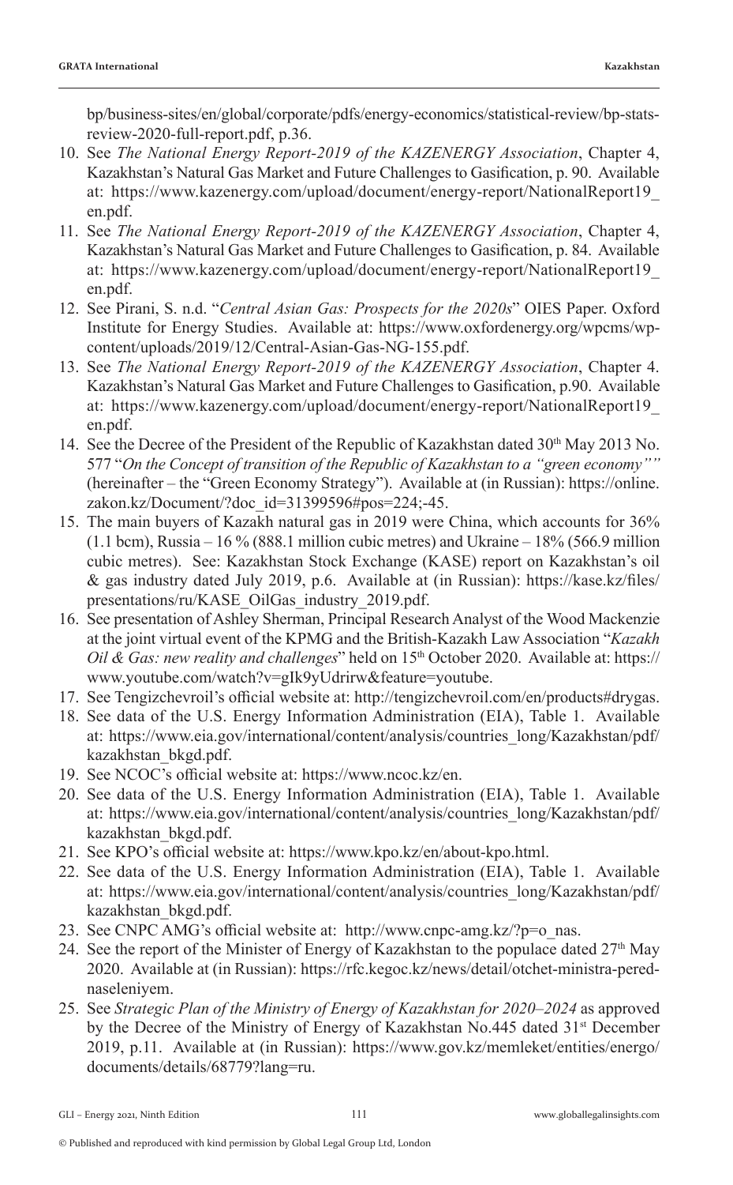bp/business-sites/en/global/corporate/pdfs/energy-economics/statistical-review/bp-stats-review-2020-full-report.pdf, p.36.

10. See *The National Energy Report-2019 of the KAZENERGY Association*, Chapter 4, Kazakhstan's Natural Gas Market and Future Challenges to Gasification, p. 90. Available at: https://www.kazenergy.com/upload/document/energy-report/NationalReport19_en.pdf.
11. See *The National Energy Report-2019 of the KAZENERGY Association*, Chapter 4, Kazakhstan's Natural Gas Market and Future Challenges to Gasification, p. 84. Available at: https://www.kazenergy.com/upload/document/energy-report/NationalReport19_en.pdf.
12. See Pirani, S. n.d. "*Central Asian Gas: Prospects for the 2020s*" OIES Paper. Oxford Institute for Energy Studies. Available at: https://www.oxfordenergy.org/wpcms/wp-content/uploads/2019/12/Central-Asian-Gas-NG-155.pdf.
13. See *The National Energy Report-2019 of the KAZENERGY Association*, Chapter 4. Kazakhstan's Natural Gas Market and Future Challenges to Gasification, p.90. Available at: https://www.kazenergy.com/upload/document/energy-report/NationalReport19_en.pdf.
14. See the Decree of the President of the Republic of Kazakhstan dated 30th May 2013 No. 577 "*On the Concept of transition of the Republic of Kazakhstan to a "green economy""* (hereinafter – the "Green Economy Strategy"). Available at (in Russian): https://online.zakon.kz/Document/?doc_id=31399596#pos=224;-45.
15. The main buyers of Kazakh natural gas in 2019 were China, which accounts for 36% (1.1 bcm), Russia – 16 % (888.1 million cubic metres) and Ukraine – 18% (566.9 million cubic metres). See: Kazakhstan Stock Exchange (KASE) report on Kazakhstan's oil & gas industry dated July 2019, p.6. Available at (in Russian): https://kase.kz/files/presentations/ru/KASE_OilGas_industry_2019.pdf.
16. See presentation of Ashley Sherman, Principal Research Analyst of the Wood Mackenzie at the joint virtual event of the KPMG and the British-Kazakh Law Association "*Kazakh Oil & Gas: new reality and challenges*" held on 15th October 2020. Available at: https://www.youtube.com/watch?v=gIk9yUdrirw&feature=youtube.
17. See Tengizchevroil's official website at: http://tengizchevroil.com/en/products#drygas.
18. See data of the U.S. Energy Information Administration (EIA), Table 1. Available at: https://www.eia.gov/international/content/analysis/countries_long/Kazakhstan/pdf/kazakhstan_bkgd.pdf.
19. See NCOC's official website at: https://www.ncoc.kz/en.
20. See data of the U.S. Energy Information Administration (EIA), Table 1. Available at: https://www.eia.gov/international/content/analysis/countries_long/Kazakhstan/pdf/kazakhstan_bkgd.pdf.
21. See KPO's official website at: https://www.kpo.kz/en/about-kpo.html.
22. See data of the U.S. Energy Information Administration (EIA), Table 1. Available at: https://www.eia.gov/international/content/analysis/countries_long/Kazakhstan/pdf/kazakhstan_bkgd.pdf.
23. See CNPC AMG's official website at: http://www.cnpc-amg.kz/?p=o_nas.
24. See the report of the Minister of Energy of Kazakhstan to the populace dated 27th May 2020. Available at (in Russian): https://rfc.kegoc.kz/news/detail/otchet-ministra-pered-naseleniyem.
25. See *Strategic Plan of the Ministry of Energy of Kazakhstan for 2020–2024* as approved by the Decree of the Ministry of Energy of Kazakhstan No.445 dated 31st December 2019, p.11. Available at (in Russian): https://www.gov.kz/memleket/entities/energo/documents/details/68779?lang=ru.

© Published and reproduced with kind permission by Global Legal Group Ltd, London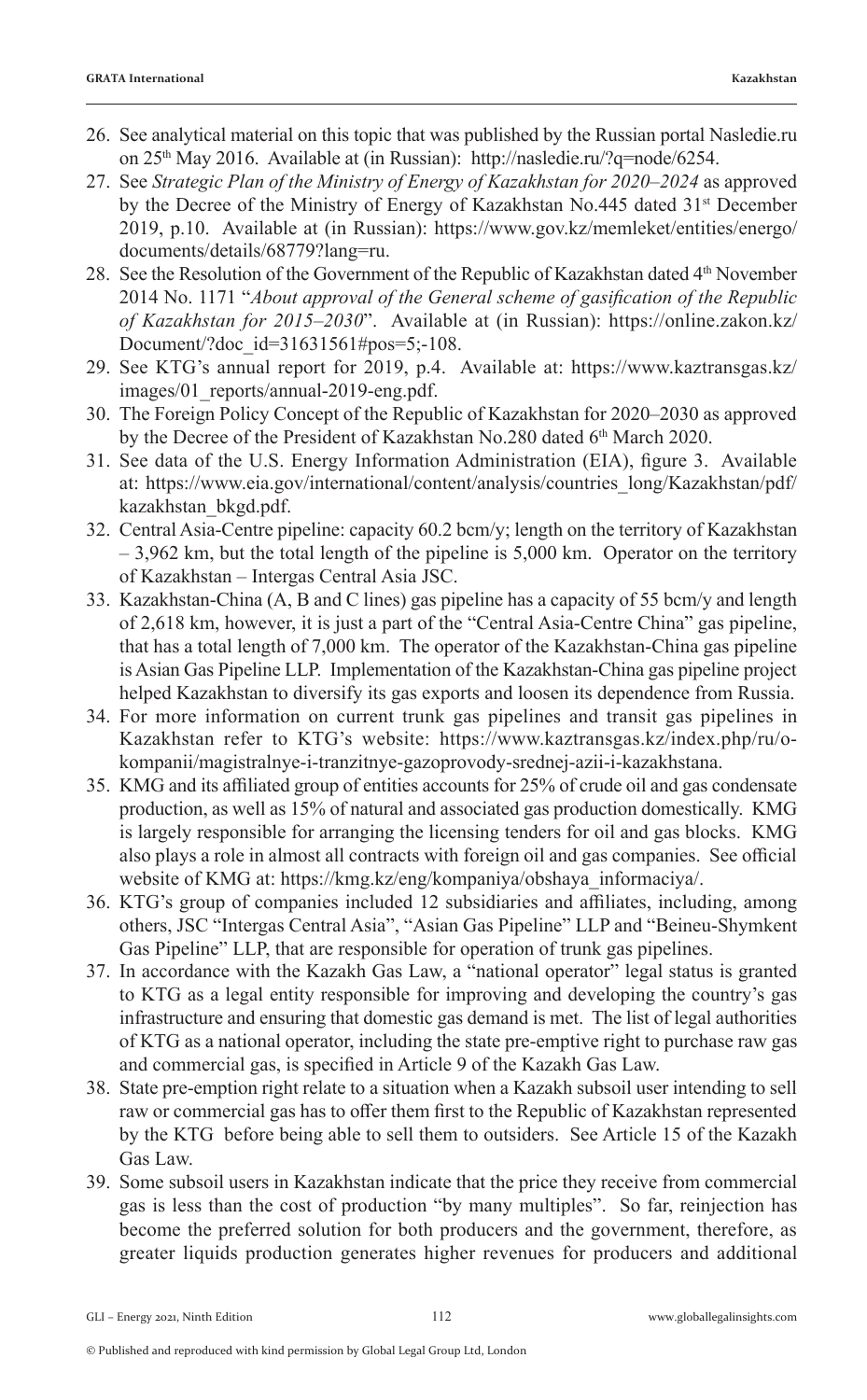26. See analytical material on this topic that was published by the Russian portal Nasledie.ru on 25th May 2016. Available at (in Russian): http://nasledie.ru/?q=node/6254.
27. See *Strategic Plan of the Ministry of Energy of Kazakhstan for 2020–2024* as approved by the Decree of the Ministry of Energy of Kazakhstan No.445 dated 31st December 2019, p.10. Available at (in Russian): https://www.gov.kz/memleket/entities/energo/documents/details/68779?lang=ru.
28. See the Resolution of the Government of the Republic of Kazakhstan dated 4th November 2014 No. 1171 "*About approval of the General scheme of gasification of the Republic of Kazakhstan for 2015–2030*". Available at (in Russian): https://online.zakon.kz/Document/?doc_id=31631561#pos=5;-108.
29. See KTG's annual report for 2019, p.4. Available at: https://www.kaztransgas.kz/images/01_reports/annual-2019-eng.pdf.
30. The Foreign Policy Concept of the Republic of Kazakhstan for 2020–2030 as approved by the Decree of the President of Kazakhstan No.280 dated 6th March 2020.
31. See data of the U.S. Energy Information Administration (EIA), figure 3. Available at: https://www.eia.gov/international/content/analysis/countries_long/Kazakhstan/pdf/kazakhstan_bkgd.pdf.
32. Central Asia-Centre pipeline: capacity 60.2 bcm/y; length on the territory of Kazakhstan – 3,962 km, but the total length of the pipeline is 5,000 km. Operator on the territory of Kazakhstan – Intergas Central Asia JSC.
33. Kazakhstan-China (A, B and C lines) gas pipeline has a capacity of 55 bcm/y and length of 2,618 km, however, it is just a part of the "Central Asia-Centre China" gas pipeline, that has a total length of 7,000 km. The operator of the Kazakhstan-China gas pipeline is Asian Gas Pipeline LLP. Implementation of the Kazakhstan-China gas pipeline project helped Kazakhstan to diversify its gas exports and loosen its dependence from Russia.
34. For more information on current trunk gas pipelines and transit gas pipelines in Kazakhstan refer to KTG's website: https://www.kaztransgas.kz/index.php/ru/o-kompanii/magistralnye-i-tranzitnye-gazoprovody-srednej-azii-i-kazakhstana.
35. KMG and its affiliated group of entities accounts for 25% of crude oil and gas condensate production, as well as 15% of natural and associated gas production domestically. KMG is largely responsible for arranging the licensing tenders for oil and gas blocks. KMG also plays a role in almost all contracts with foreign oil and gas companies. See official website of KMG at: https://kmg.kz/eng/kompaniya/obshaya_informaciya/.
36. KTG's group of companies included 12 subsidiaries and affiliates, including, among others, JSC "Intergas Central Asia", "Asian Gas Pipeline" LLP and "Beineu-Shymkent Gas Pipeline" LLP, that are responsible for operation of trunk gas pipelines.
37. In accordance with the Kazakh Gas Law, a "national operator" legal status is granted to KTG as a legal entity responsible for improving and developing the country's gas infrastructure and ensuring that domestic gas demand is met. The list of legal authorities of KTG as a national operator, including the state pre-emptive right to purchase raw gas and commercial gas, is specified in Article 9 of the Kazakh Gas Law.
38. State pre-emption right relate to a situation when a Kazakh subsoil user intending to sell raw or commercial gas has to offer them first to the Republic of Kazakhstan represented by the KTG before being able to sell them to outsiders. See Article 15 of the Kazakh Gas Law.
39. Some subsoil users in Kazakhstan indicate that the price they receive from commercial gas is less than the cost of production "by many multiples". So far, reinjection has become the preferred solution for both producers and the government, therefore, as greater liquids production generates higher revenues for producers and additional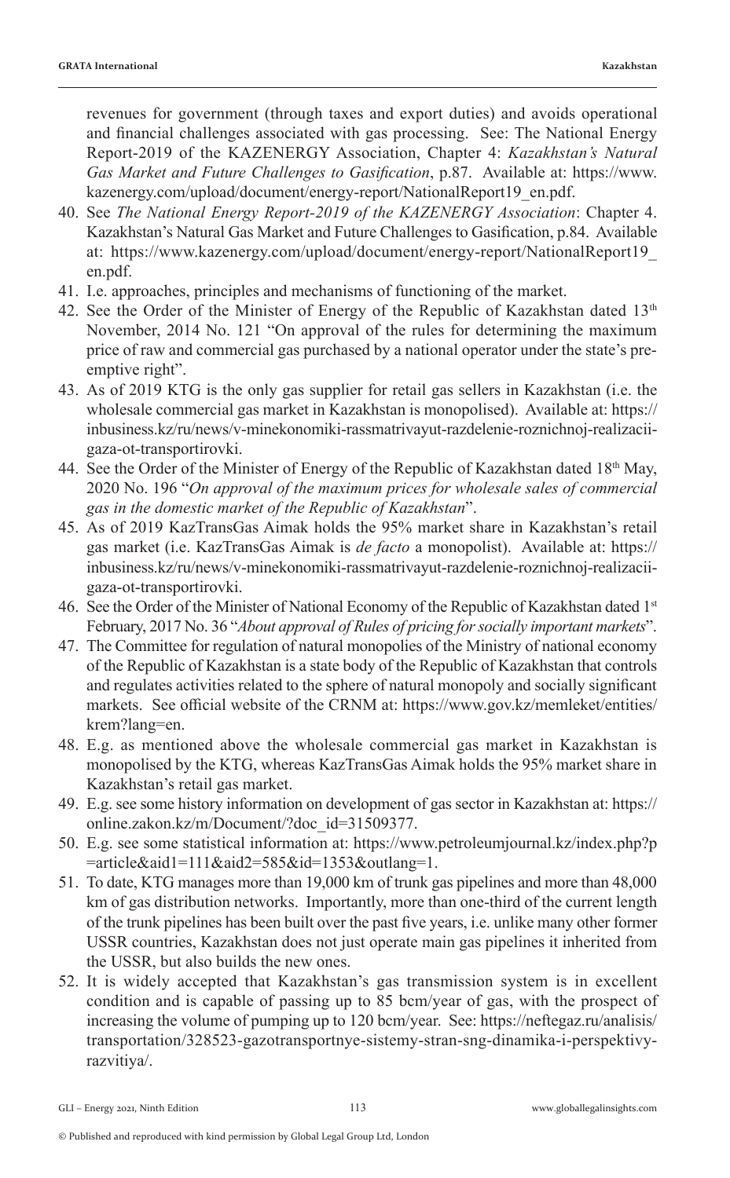revenues for government (through taxes and export duties) and avoids operational and financial challenges associated with gas processing. See: The National Energy Report-2019 of the KAZENERGY Association, Chapter 4: *Kazakhstan's Natural Gas Market and Future Challenges to Gasification*, p.87. Available at: https://www.kazenergy.com/upload/document/energy-report/NationalReport19_en.pdf.

40. See *The National Energy Report-2019 of the KAZENERGY Association*: Chapter 4. Kazakhstan's Natural Gas Market and Future Challenges to Gasification, p.84. Available at: https://www.kazenergy.com/upload/document/energy-report/NationalReport19_en.pdf.
41. I.e. approaches, principles and mechanisms of functioning of the market.
42. See the Order of the Minister of Energy of the Republic of Kazakhstan dated 13th November, 2014 No. 121 "On approval of the rules for determining the maximum price of raw and commercial gas purchased by a national operator under the state's pre-emptive right".
43. As of 2019 KTG is the only gas supplier for retail gas sellers in Kazakhstan (i.e. the wholesale commercial gas market in Kazakhstan is monopolised). Available at: https://inbusiness.kz/ru/news/v-minekonomiki-rassmatrivayut-razdelenie-roznichnoj-realizacii-gaza-ot-transportirovki.
44. See the Order of the Minister of Energy of the Republic of Kazakhstan dated 18th May, 2020 No. 196 "*On approval of the maximum prices for wholesale sales of commercial gas in the domestic market of the Republic of Kazakhstan*".
45. As of 2019 KazTransGas Aimak holds the 95% market share in Kazakhstan's retail gas market (i.e. KazTransGas Aimak is *de facto* a monopolist). Available at: https://inbusiness.kz/ru/news/v-minekonomiki-rassmatrivayut-razdelenie-roznichnoj-realizacii-gaza-ot-transportirovki.
46. See the Order of the Minister of National Economy of the Republic of Kazakhstan dated 1st February, 2017 No. 36 "*About approval of Rules of pricing for socially important markets*".
47. The Committee for regulation of natural monopolies of the Ministry of national economy of the Republic of Kazakhstan is a state body of the Republic of Kazakhstan that controls and regulates activities related to the sphere of natural monopoly and socially significant markets. See official website of the CRNM at: https://www.gov.kz/memleket/entities/krem?lang=en.
48. E.g. as mentioned above the wholesale commercial gas market in Kazakhstan is monopolised by the KTG, whereas KazTransGas Aimak holds the 95% market share in Kazakhstan's retail gas market.
49. E.g. see some history information on development of gas sector in Kazakhstan at: https://online.zakon.kz/m/Document/?doc_id=31509377.
50. E.g. see some statistical information at: https://www.petroleumjournal.kz/index.php?p=article&aid1=111&aid2=585&id=1353&outlang=1.
51. To date, KTG manages more than 19,000 km of trunk gas pipelines and more than 48,000 km of gas distribution networks. Importantly, more than one-third of the current length of the trunk pipelines has been built over the past five years, i.e. unlike many other former USSR countries, Kazakhstan does not just operate main gas pipelines it inherited from the USSR, but also builds the new ones.
52. It is widely accepted that Kazakhstan's gas transmission system is in excellent condition and is capable of passing up to 85 bcm/year of gas, with the prospect of increasing the volume of pumping up to 120 bcm/year. See: https://neftegaz.ru/analisis/transportation/328523-gazotransportnye-sistemy-stran-sng-dinamika-i-perspektivy-razvitiya/.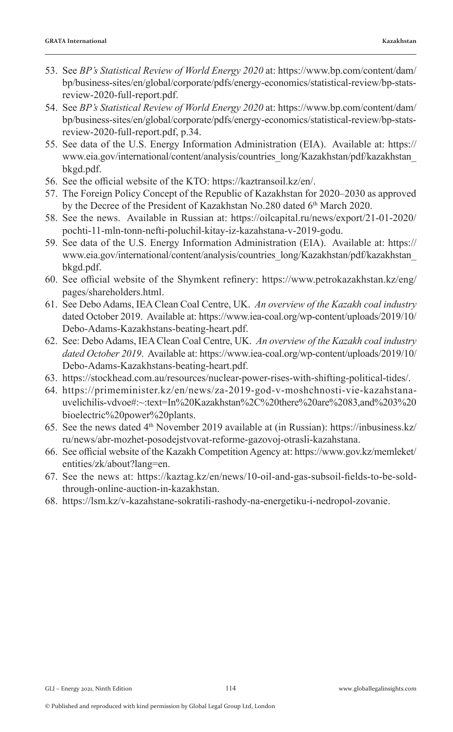53. See *BP's Statistical Review of World Energy 2020* at: https://www.bp.com/content/dam/bp/business-sites/en/global/corporate/pdfs/energy-economics/statistical-review/bp-stats-review-2020-full-report.pdf.
54. See *BP's Statistical Review of World Energy 2020* at: https://www.bp.com/content/dam/bp/business-sites/en/global/corporate/pdfs/energy-economics/statistical-review/bp-stats-review-2020-full-report.pdf, p.34.
55. See data of the U.S. Energy Information Administration (EIA). Available at: https://www.eia.gov/international/content/analysis/countries_long/Kazakhstan/pdf/kazakhstan_bkgd.pdf.
56. See the official website of the KTO: https://kaztransoil.kz/en/.
57. The Foreign Policy Concept of the Republic of Kazakhstan for 2020–2030 as approved by the Decree of the President of Kazakhstan No.280 dated 6th March 2020.
58. See the news. Available in Russian at: https://oilcapital.ru/news/export/21-01-2020/pochti-11-mln-tonn-nefti-poluchil-kitay-iz-kazahstana-v-2019-godu.
59. See data of the U.S. Energy Information Administration (EIA). Available at: https://www.eia.gov/international/content/analysis/countries_long/Kazakhstan/pdf/kazakhstan_bkgd.pdf.
60. See official website of the Shymkent refinery: https://www.petrokazakhstan.kz/eng/pages/shareholders.html.
61. See Debo Adams, IEA Clean Coal Centre, UK. *An overview of the Kazakh coal industry* dated October 2019. Available at: https://www.iea-coal.org/wp-content/uploads/2019/10/Debo-Adams-Kazakhstans-beating-heart.pdf.
62. See: Debo Adams, IEA Clean Coal Centre, UK. *An overview of the Kazakh coal industry dated October 2019*. Available at: https://www.iea-coal.org/wp-content/uploads/2019/10/Debo-Adams-Kazakhstans-beating-heart.pdf.
63. https://stockhead.com.au/resources/nuclear-power-rises-with-shifting-political-tides/.
64. https://primeminister.kz/en/news/za-2019-god-v-moshchnosti-vie-kazahstana-uvelichilis-vdvoe#:~:text=In%20Kazakhstan%2C%20there%20are%2083,and%203%20bioelectric%20power%20plants.
65. See the news dated 4th November 2019 available at (in Russian): https://inbusiness.kz/ru/news/abr-mozhet-posodejstvovat-reforme-gazovoj-otrasli-kazahstana.
66. See official website of the Kazakh Competition Agency at: https://www.gov.kz/memleket/entities/zk/about?lang=en.
67. See the news at: https://kaztag.kz/en/news/10-oil-and-gas-subsoil-fields-to-be-sold-through-online-auction-in-kazakhstan.
68. https://lsm.kz/v-kazahstane-sokratili-rashody-na-energetiku-i-nedropol-zovanie.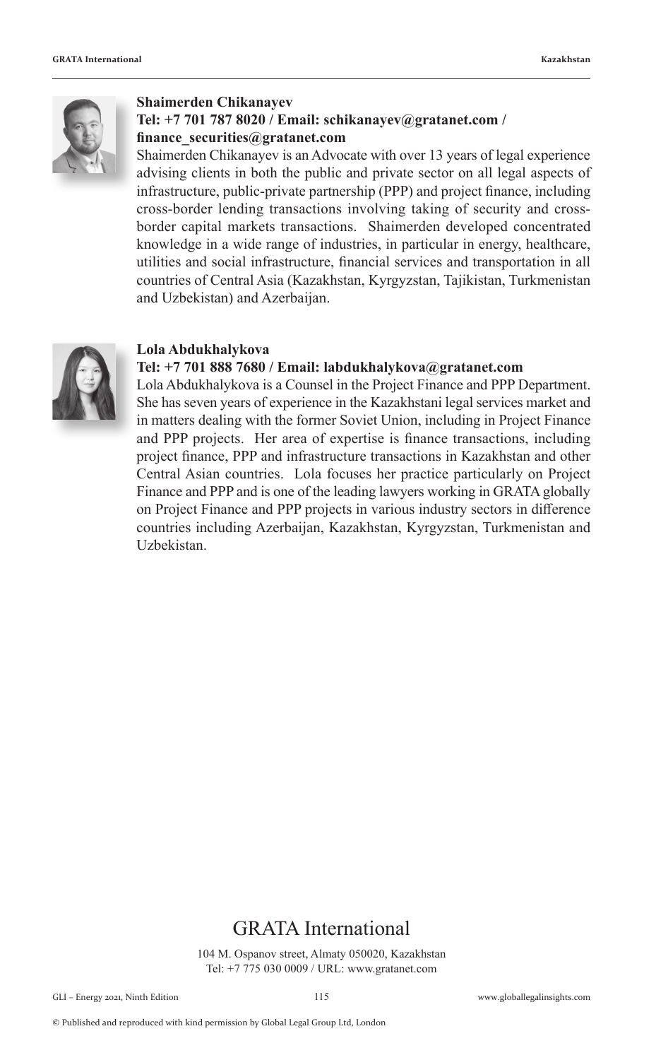**Shaimerden Chikanayev**
**Tel: +7 701 787 8020 / Email: schikanayev@gratanet.com / finance_securities@gratanet.com**

Shaimerden Chikanayev is an Advocate with over 13 years of legal experience advising clients in both the public and private sector on all legal aspects of infrastructure, public-private partnership (PPP) and project finance, including cross-border lending transactions involving taking of security and cross-border capital markets transactions. Shaimerden developed concentrated knowledge in a wide range of industries, in particular in energy, healthcare, utilities and social infrastructure, financial services and transportation in all countries of Central Asia (Kazakhstan, Kyrgyzstan, Tajikistan, Turkmenistan and Uzbekistan) and Azerbaijan.

**Lola Abdukhalykova**
**Tel: +7 701 888 7680 / Email: labdukhalykova@gratanet.com**

Lola Abdukhalykova is a Counsel in the Project Finance and PPP Department. She has seven years of experience in the Kazakhstani legal services market and in matters dealing with the former Soviet Union, including in Project Finance and PPP projects. Her area of expertise is finance transactions, including project finance, PPP and infrastructure transactions in Kazakhstan and other Central Asian countries. Lola focuses her practice particularly on Project Finance and PPP and is one of the leading lawyers working in GRATA globally on Project Finance and PPP projects in various industry sectors in difference countries including Azerbaijan, Kazakhstan, Kyrgyzstan, Turkmenistan and Uzbekistan.

## GRATA International

104 M. Ospanov street, Almaty 050020, Kazakhstan
Tel: +7 775 030 0009 / URL: www.gratanet.com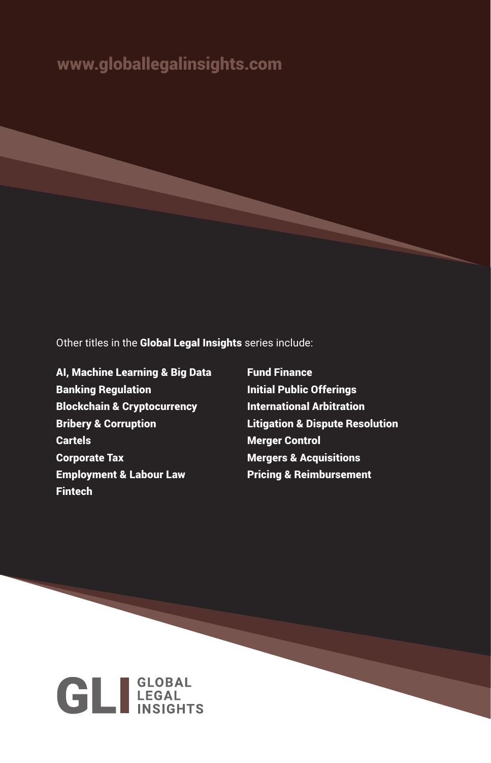www.globallegalinsights.com

Other titles in the **Global Legal Insights** series include:

**AI, Machine Learning & Big Data**
**Banking Regulation**
**Blockchain & Cryptocurrency**
**Bribery & Corruption**
**Cartels**
**Corporate Tax**
**Employment & Labour Law**
**Fintech**
**Fund Finance**
**Initial Public Offerings**
**International Arbitration**
**Litigation & Dispute Resolution**
**Merger Control**
**Mergers & Acquisitions**
**Pricing & Reimbursement**

GLI GLOBAL LEGAL INSIGHTS